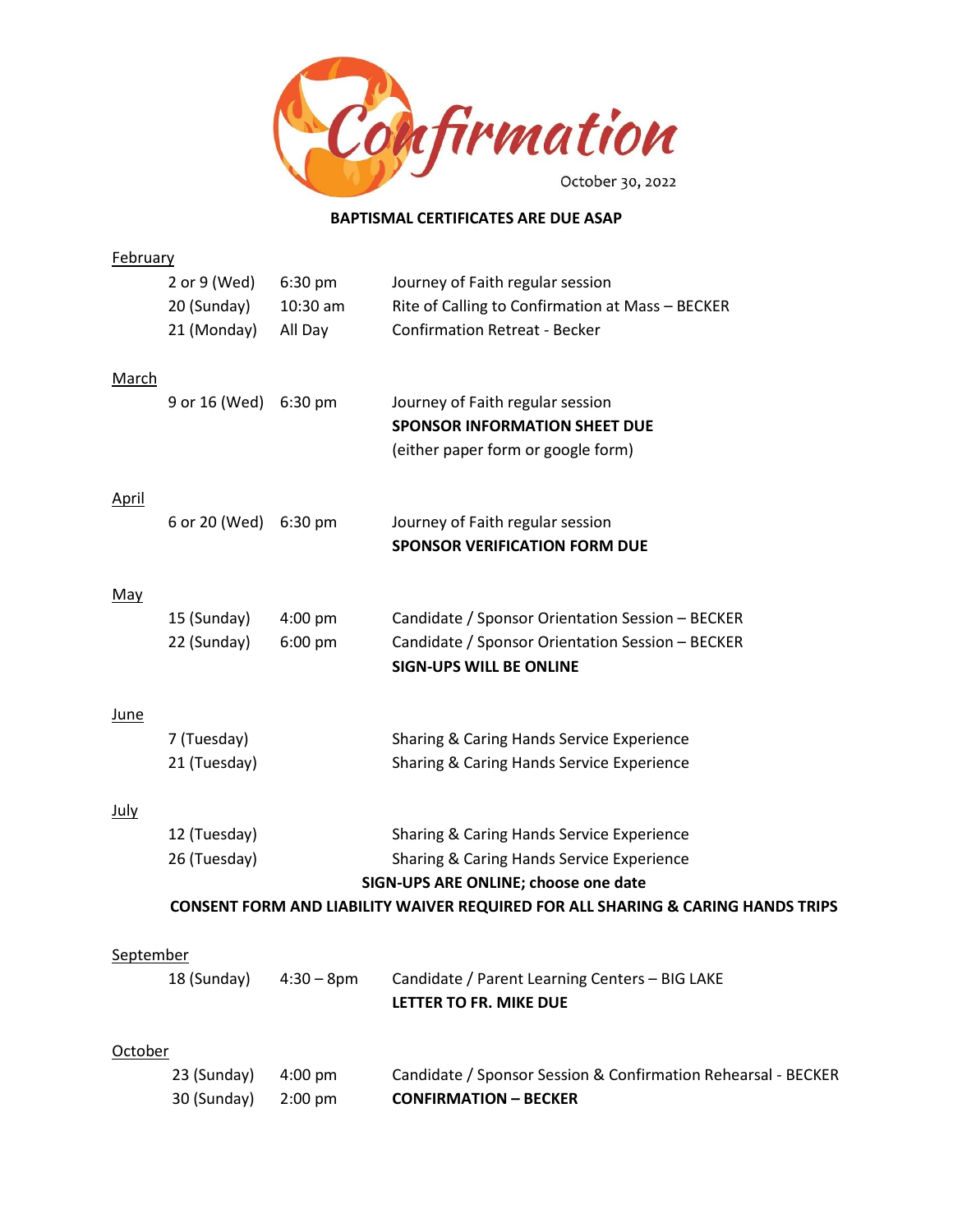# Confirmation

October 30, 2022

**BAPTISMAL CERTIFICATES ARE DUE ASAP**

## February

| | | |
|---|---|---|
| 2 or 9 (Wed) | 6:30 pm | Journey of Faith regular session |
| 20 (Sunday) | 10:30 am | Rite of Calling to Confirmation at Mass – BECKER |
| 21 (Monday) | All Day | Confirmation Retreat - Becker |

## March

| | | |
|---|---|---|
| 9 or 16 (Wed) | 6:30 pm | Journey of Faith regular session<br>**SPONSOR INFORMATION SHEET DUE**<br>(either paper form or google form) |

## April

| | | |
|---|---|---|
| 6 or 20 (Wed) | 6:30 pm | Journey of Faith regular session<br>**SPONSOR VERIFICATION FORM DUE** |

## May

| | | |
|---|---|---|
| 15 (Sunday) | 4:00 pm | Candidate / Sponsor Orientation Session – BECKER |
| 22 (Sunday) | 6:00 pm | Candidate / Sponsor Orientation Session – BECKER<br>**SIGN-UPS WILL BE ONLINE** |

## June

| | | |
|---|---|---|
| 7 (Tuesday) | | Sharing & Caring Hands Service Experience |
| 21 (Tuesday) | | Sharing & Caring Hands Service Experience |

## July

| | | |
|---|---|---|
| 12 (Tuesday) | | Sharing & Caring Hands Service Experience |
| 26 (Tuesday) | | Sharing & Caring Hands Service Experience |

**SIGN-UPS ARE ONLINE; choose one date**

**CONSENT FORM AND LIABILITY WAIVER REQUIRED FOR ALL SHARING & CARING HANDS TRIPS**

## September

| | | |
|---|---|---|
| 18 (Sunday) | 4:30 – 8pm | Candidate / Parent Learning Centers – BIG LAKE<br>**LETTER TO FR. MIKE DUE** |

## October

| | | |
|---|---|---|
| 23 (Sunday) | 4:00 pm | Candidate / Sponsor Session & Confirmation Rehearsal - BECKER |
| 30 (Sunday) | 2:00 pm | **CONFIRMATION – BECKER** |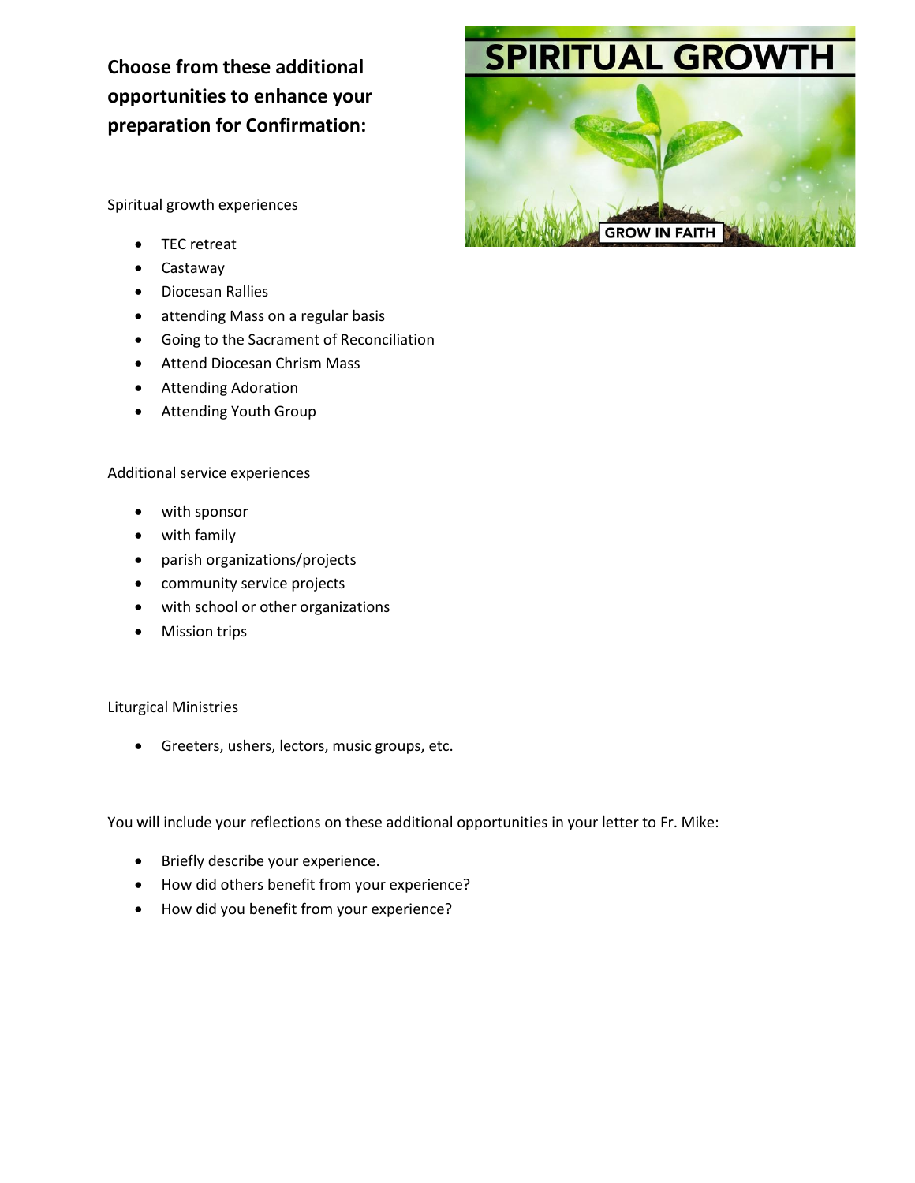**Choose from these additional opportunities to enhance your preparation for Confirmation:**

Spiritual growth experiences

- TEC retreat
- Castaway
- Diocesan Rallies
- attending Mass on a regular basis
- Going to the Sacrament of Reconciliation
- Attend Diocesan Chrism Mass
- Attending Adoration
- Attending Youth Group

Additional service experiences

- with sponsor
- with family
- parish organizations/projects
- community service projects
- with school or other organizations
- Mission trips

Liturgical Ministries

- Greeters, ushers, lectors, music groups, etc.

You will include your reflections on these additional opportunities in your letter to Fr. Mike:

- Briefly describe your experience.
- How did others benefit from your experience?
- How did you benefit from your experience?